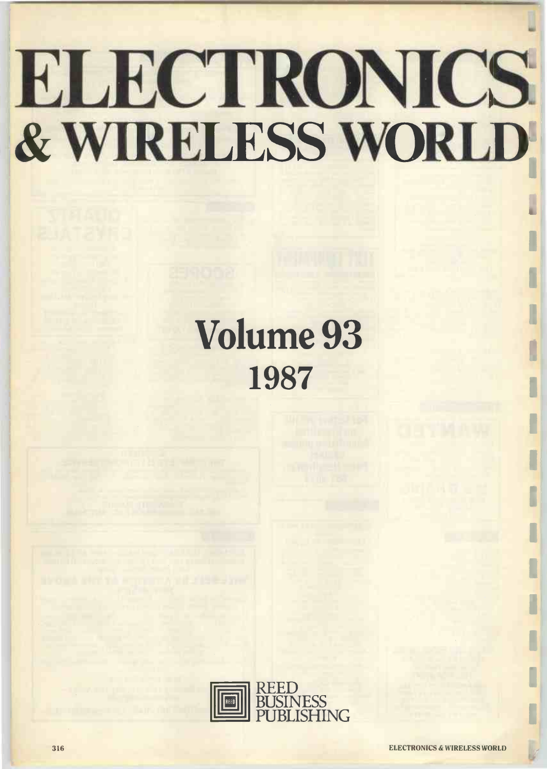# ELECTRONICS & WIRELESS WORLD

## Volume 93
## 1987

REED BUSINESS PUBLISHING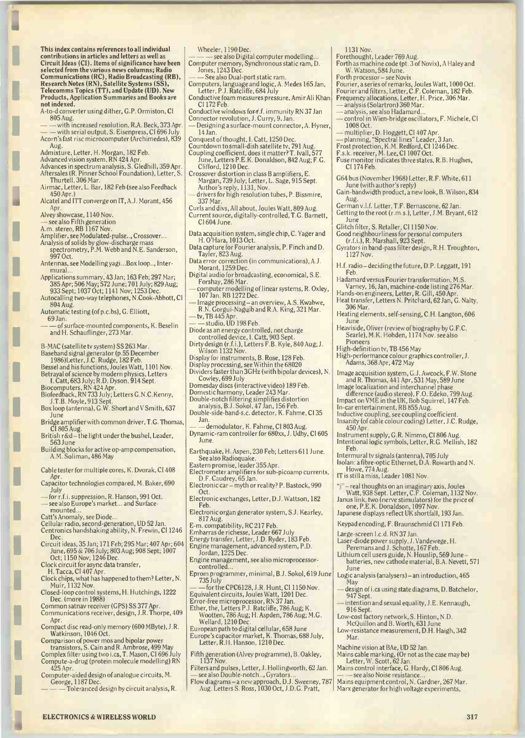This index contains references to all individual contributions in articles and letters as well as Circuit Ideas (CI). Items of significance have been selected from the various news columns; Radio Communications (RC), Radio Broadcasting (RB), Research Notes (RN), Satellite Systems (SS), Telecomms Topics (TT), and Update (UD). New Products, Application Summaries and Books are not indexed.

A-to-d converter using dither, G.P. Ormiston, CI 805 Aug.
— —with increased resolution, R.A. Beck, 373 Apr.
— —with serial output, S. Eisenpress, CI 696 July
Acorn's fast risc microcomputer (Archimedes), 839 Aug.
Admixture, Letter, H. Morgan, 182 Feb.
Advanced vision system, RN 424 Apr.
Advances in spectrum analysis, S. Gledhill, 359 Apr.
Aftersales (R. Pinner School Foundation), Letter, S. Thurtell, 306 Mar.
Airmac, Letter, L. Bar, 182 Feb (see also Feedback 450 Apr.)
Alcatel and ITT converge on IT, A.J. Morant, 456 Apr.
Alvey showcase, 1140 Nov.
— see also Fifth generation
A.m. stereo, RB 1167 Nov.
Amplifier, see Modulated-pulse.., Crossover...
Analysis of solids by glow-discharge mass spectrometry, P.M. Webb and N.E. Sanderson, 997 Oct.
Antennas, see Modelling yagi...Box loop.., Intermural...
Applications summary, 43 Jan; 163 Feb; 297 Mar; 385 Apr; 506 May; 572 June; 701 July; 829 Aug; 933 Sept; 1037 Oct; 1141 Nov; 1253 Dec.
Autocalling two-way telephones, N. Cook-Abbott, CI 804 Aug.
Automatic testing (of p.c.bs), G. Elliott, 69 Jan.
— —of surface-mounted components, K. Beselin and H. Schauflinger, 273 Mar.

B-MAC (satellite tv system) SS 263 Mar.
Baseband signal generator (p.55 December 1986) Letter, J.C. Rudge, 182 Feb.
Bessel and his functions, Joules Watt, 1101 Nov.
Betrayal of science by modern physics, Letters I. Catt, 683 July; R.D. Dyson, 914 Sept.
Biocomputers, RN 424 Apr.
Biofeedback, RN 733 July; Letters G.N.C. Kenny, J.T.B. Moyle, 913 Sept.
Box loop (antenna), G.W. Short and V Smith, 637 June
Bridge amplifier with common driver, T.G. Thomas, CI 805 Aug.
British r&d – the light under the bushel, Leader, 563 June
Building blocks for active op-amp compensation, A.M. Soliman, 486 May

Cable tester for multiple cores, K. Dvorak, CI 408 Apr.
Capacitor technologies compared, M. Baker, 690 July
— for r.f.i. suppression, R. Hanson, 991 Oct.
— see also Europe's market... and Surface-mounted...
Catt's Anomaly, see Diode...
Cellular radio, second-generation, UD 52 Jan.
Centronics handshaking ability, N. Frewin, CI 1246 Dec.
Circuit ideas, 35 Jan; 171 Feb; 295 Mar; 407 Apr; 604 June; 695 & 706 July; 803 Aug; 908 Sept; 1007 Oct; 1150 Nov; 1246 Dec.
Clock circuit for async data transfer, H. Tacca, CI 407 Apr.
Clock chips, what has happened to them? Letter, N. Muir, 1132 Nov.
Closed-loop control systems, H. Hutchings, 1222 Dec. (more in 1988)
Common satnav receiver (GPS) SS 377 Apr.
Communications receiver, design, J.R. Thorpe, 409 Apr.
Compact disc read-only memory (600 MByte), J.R. Watkinson, 1046 Oct.
Comparison of power mos and bipolar power transistors, S. Cain and R. Ambrose, 499 May
Complex filter using two i.cs, T. Mason, CI 696 July
Compute-a-drug (protein molecule modelling) RN 425 Apr.
Computer-aided design of analogue circuits, M. George, 1187 Dec.
— — —Toleranced design by circuit analysis, R. Wheeler, 1190 Dec.
— — —see also Digital computer modelling...
Computer memory, Synchronous static ram, D. Jones, 1243 Dec.
— —See also Dual-port static ram.
Computers, language and logic, A. Medes 165 Jan, Letter, P.J. Ratcliffe, 684 July
Conductive foam measures pressure, Amir Ali Khan CI 172 Feb.
Conductive windows for r.f. immunity RN 37 Jan
Connector revolution, J. Curry, 9, Jan.
— Designing a surface-mount connector, A. Hyner, 14 Jan.
Conquest of thought, I. Catt, 1250 Dec.
Countdown to small-dish satellite tv, 791 Aug.
Coupling coefficient, does it matter? T. Ivall, 577 June, Letters P.E.K. Donaldson, 842 Aug; F.G. Clifford, 1210 Dec.
Crossover distortion in class B amplifiers, E. Margan, 739 July; Letter, L. Sage, 915 Sept. Author's reply, 1131, Nov.
— drivers for high resolution tubes, P. Bissmire, 337 Mar.
Curls and divs, All about, Joules Watt, 809 Aug.
Current source, digitally-controlled, T.G. Barnett, CI 604 June.

Data acquisition system, single chip, C. Yager and H. O'Hara, 1013 Oct.
Data capture for Fourier analysis, P. Finch and D. Tayler, 823 Aug.
Data error correction (in communications), A.J. Morant, 1259 Dec.
Digital audio for broadcasting, economical, S.E. Forshay, 286 Mar.
— computer modelling of linear systems, R. Oxley, 107 Jan. RB 1272 Dec.
— Image processing – an overview, A.S. Kwabwe, R.N. Gorgui-Naguib and R.A. King, 321 Mar.
— tv, TB 445 Apr.
— —studio, UD 198 Feb.
Diode as an energy controlled, not charge controlled device, I. Catt, 903 Sept.
Dirty design (r.f.i.), Letters F.B. Kyle, 840 Aug; J. Wilson 1132 Nov.
Display for instruments, B. Rose, 128 Feb.
Display processing, see Within the 68020
Dividers faster than 3GHz (with bipolar devices), N. Cowley, 699 July
Domesday discs (interactive video) 189 Feb.
Domestic harmony, Leader 243 Mar.
Double-notch filtering simplifies distortion analysis, B.J. Sokol, 47 Jan, 156 Feb.
Double-side-band-s.c. detector, K. Fahme, CI 35 Jan.
— —demodulator, K. Fahme, CI 803 Aug.
Dynamic-ram controller for 680xx, J. Udby, CI 605 June.

Earthquake, H. Aspen, 230 Feb; Letters 611 June. See also Radioquake.
Eastern promise, leader 355 Apr.
Electrometer amplifiers for sub-picoamp currents, D.F. Caudrey, 65 Jan.
Electronic car – myth or reality? P. Bastock, 990 Oct.
Electronic exchanges, Letter, D.J. Wattson, 182 Feb.
Electronic organ generator system, S.J. Kearley, 817 Aug.
E-m. compatibility, RC 217 Feb.
Embarras de richesse, Leader 667 July
Energy transfer, Letter, J.D. Ryder, 183 Feb.
Engine management, advanced system, P.D. Jordan, 1225 Dec.
Engine management, see also microprocessor-controlled...
Eprom programmer, minimal, B.J. Sokol, 619 June 735 July
— —for the CPC6128, J.R. Hunt, CI 1150 Nov.
Equivalent circuits, Joules Watt, 1201 Dec.
Error-free microprocessor, RN 37 Jan.
Ether, the, Letters P.J. Ratcliffe, 786 Aug; K. Wootten, 786 Aug; H. Aspden, 786 Aug; M.G. Wellard, 1210 Dec.
European path to digital cellular, 658 June
Europe's capacitor market, K. Thomas, 688 July, Letter, R.H. Hanson, 1210 Dec.

Fifth generation (Alvey programme), B. Oakley, 1137 Nov.
Filters and pulses, Letter, J. Hollingworth, 62 Jan.
— see also Double-notch.., Gyrators...
Flow diagrams – a new approach, D.J. Sweeney, 787 Aug. Letters S. Ross, 1030 Oct, J.D.G. Pratt, 1131 Nov.
Forethought, Leader 769 Aug.
Forth as machine code (pt. 3 of Novix), A Haley and W. Watson, 584 June.
Forth processor – see Novix
Fourier, a series of remarks, Joules Watt, 1000 Oct.
Fourier and filters, Letter, C.F. Coleman, 182 Feb.
Frequency allocations, Letter, H. Price, 306 Mar.
— analysis (Solartron) 360 Mar.
— analysis, see also Hadamard...
— control in Wien-bridge oscillators, F. Michele, CI 1008 Oct.
— multiplier, D. Hoggett, CI 407 Apr.
— planning, "Spectral lines" Leader, 3 Jan.
Frost protection, K.M. Redford, CI 1246 Dec.
F.s.k. receiver, M. Lee, CI 1007 Oct.
Fuse monitor indicates three states, R.B. Hughes, CI 174 Feb.

G64 bus (November 1968) Letter, R.F. White, 611 June (with author's reply)
Gain-bandwidth product, a new look, B. Wilson, 834 Aug.
German v.l.f. Letter, T.F. Bernascone, 62 Jan.
Getting to the root (r.m.s.), Letter, J.M. Bryant, 612 June
Glitch filter, S. Retaller, CI 1150 Nov.
Good neighbourliness for personal computers (r.f.i.), R. Marshall, 923 Sept.
Gyrators in band-pass filter design, R.H. Troughton, 1127 Nov.

H.f. radio – deciding the future, D.P. Leggatt, 191 Feb.
Hadamard versus Fourier transformation, M.S. Varney, 16, Jan, machine-code listing 276 Mar.
Hands-on engineers, Letter, R. Gill, 450 Apr.
Heat transfer, Letters N. Pritchard, 62 Jan, G. Nalty, 306 Mar.
Heating elements, self-sensing, C.H. Langton, 606 June
Heaviside, Oliver (review of biography by G.F.C. Searle), M.K. Hobden, 1174 Nov. see also Pioneers
High-definition tv, TB 456 May
High-performance colour graphics controller, J. Adams, 368 Apr, 472 May

Image acquisition system, G.J. Awcock, F.W. Stone and R. Thomas, 441 Apr, 531 May, 589 June
Image localization and interchannel phase difference (audio stereo), F.O. Edeko, 799 Aug.
Impact on VME in the UK, Bob Squirrel, 147 Feb.
In-car entertainment, RB 855 Aug.
Inductive coupling, see coupling coefficient.
Insanity (of cable colour coding) Letter, J.C. Rudge, 450 Apr.
Instrument supply, G.R. Nimmo, CI 806 Aug.
Intentional logic symbols, Letter, R.G. Mellish, 182 Feb.
Intermural tv signals (antenna), 705 July
Isolan: a fibre-optic Ethernet, D.A. Rowarth and N. Howe, 774 Aug.
IT is still a miss, Leader 1081 Nov.

"j" – real thoughts on an imaginary axis, Joules Watt, 938 Sept. Letter, C.F. Coleman, 1132 Nov.
Janus link, two (nerve stimulators) for the price of one, P.E.K. Donaldson, 1097 Nov.
Japanese displays reflect UK shortfall, 193 Jan.

Keypad encoding, F. Braunschmid CI 171 Feb.

Large-screen l.c.d. RN 37 Jan.
Laser-diode power supply, J. Vandewege, H. Peremans and J. Schotte, 167 Feb.
Lithium cell users guide, N. Houslip, 569 June – batteries, new cathode material, B.A. Nevett, 571 June
Logic analysis (analysers) – an introduction, 465 May
— design of i.cs using state diagrams, D. Batchelor, 947 Sept.
— intention and sexual equality, J.E. Kennaugh, 916 Sept.
Low-cost factory network, S. Hinton, N.D. McQuillon and B. Worth, 631 June
Low-resistance measurement, D.H. Haigh, 342 Mar.

Machine vision at BAe, UD 52 Jan.
Mains cable marking, (Or not as the case may be) Letter, W. Scott, 62 Jan.
Mains control interface, G. Hardy, CI 806 Aug.
— —see also Noise resistance...
Mains equipment control, N. Gardner, 267 Mar.
Marx generator for high voltage experiments,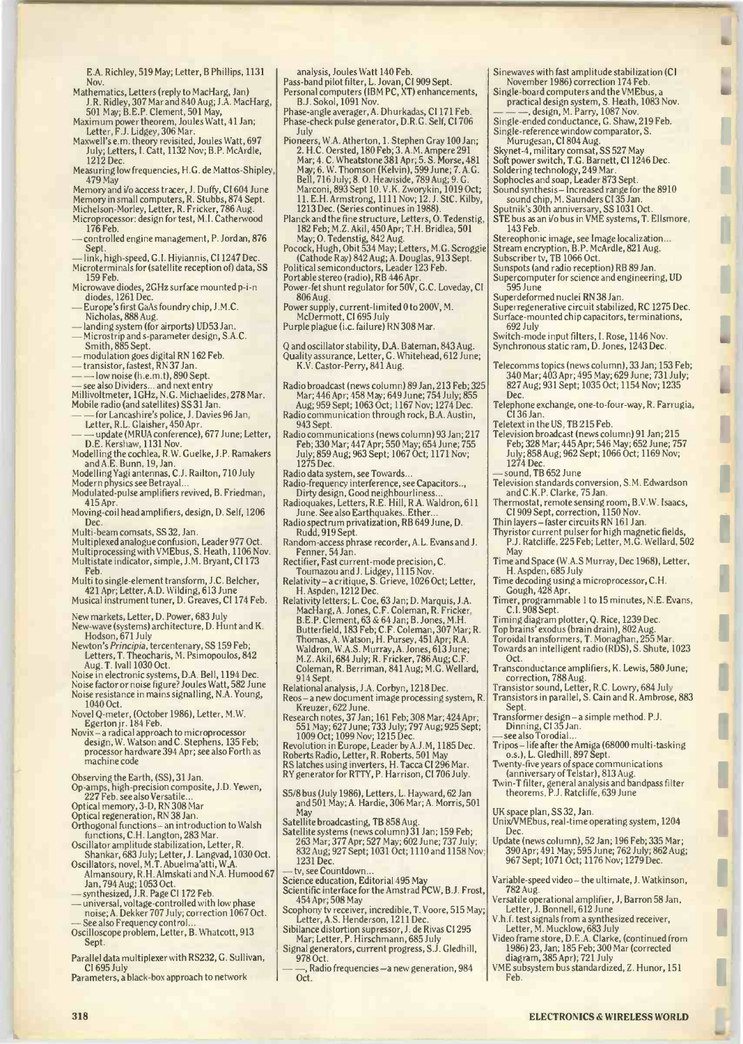E.A. Richley, 519 May; Letter, B Phillips, 1131 Nov.

Mathematics, Letters (reply to MacHarg, Jan) J.R. Ridley, 307 Mar and 840 Aug; J.A. MacHarg, 501 May; B.E.P. Clement, 501 May,

Maximum power theorem, Joules Watt, 41 Jan; Letter, F.J. Lidgey, 306 Mar.

Maxwell's e.m. theory revisited, Joules Watt, 697 July; Letters, I. Catt, 1132 Nov; B.P. McArdle, 1212 Dec.

Measuring low frequencies, H.G. de Mattos-Shipley, 479 May

Memory and i/o access tracer, J. Duffy, CI 604 June

Memory in small computers, R. Stubbs, 874 Sept.

Michelson-Morley, Letter, R. Fricker, 786 Aug.

Microprocessor: design for test, M.I. Catherwood 176 Feb.

— controlled engine management, P. Jordan, 876 Sept.

— link, high-speed, G.I. Hiyiannis, CI 1247 Dec.

Microterminals for (satellite reception of) data, SS 159 Feb.

Microwave diodes, 2GHz surface mounted p-i-n diodes, 1261 Dec.

— Europe's first GaAs foundry chip, J.M.C. Nicholas, 888 Aug.

— landing system (for airports) UD 53 Jan.

— Microstrip and s-parameter design, S.A.C. Smith, 885 Sept.

— modulation goes digital RN 162 Feb.

— transistor, fastest, RN 37 Jan.

— — low noise (h.e.m.t), 890 Sept.

— see also Dividers... and next entry

Millivoltmeter, 1GHz, N.G. Michaelides, 278 Mar.

Mobile radio (and satellites) SS 31 Jan.

— — for Lancashire's police, J. Davies 96 Jan, Letter, R.L. Glaisher, 450 Apr.

— — update (MRUA conference), 677 June; Letter, D.E. Kershaw, 1131 Nov.

Modelling the cochlea, R.W. Guelke, J.P. Ramakers and A.E. Bunn, 19, Jan.

Modelling Yagi antennas, C.J. Railton, 710 July

Modern physics see Betrayal...

Modulated-pulse amplifiers revived, B. Friedman, 415 Apr.

Moving-coil head amplifiers, design, D. Self, 1206 Dec.

Multi-beam comsats, SS 32, Jan.

Multiplexed analogue confusion, Leader 977 Oct.

Multiprocessing with VMEbus, S. Heath, 1106 Nov.

Multistate indicator, simple, J.M. Bryant, CI 173 Feb.

Multi to single-element transform, J.C. Belcher, 421 Apr; Letter, A.D. Wilding, 613 June

Musical instrument tuner, D. Greaves, CI 174 Feb.

New markets, Letter, D. Power, 683 July

New-wave (systems) architecture, D. Hunt and K. Hodson, 671 July

Newton's *Principia*, tercentenary, SS 159 Feb; Letters, T. Theocharis, M. Psimopoulos, 842 Aug. T. Ivall 1030 Oct.

Noise in electronic systems, D.A. Bell, 1194 Dec.

Noise factor or noise figure? Joules Watt, 582 June

Noise resistance in mains signalling, N.A. Young, 1040 Oct.

Novel Q-meter, (October 1986), Letter, M.W. Egerton jr. 184 Feb.

Novix – a radical approach to microprocessor design, W. Watson and C. Stephens, 135 Feb; processor hardware 394 Apr; see also Forth as machine code

Observing the Earth, (SS), 31 Jan.

Op-amps, high-precision composite, J.D. Yewen, 227 Feb. see also Versatile...

Optical memory, 3-D, RN 308 Mar

Optical regeneration, RN 38 Jan.

Orthogonal functions – an introduction to Walsh functions, C.H. Langton, 283 Mar.

Oscillator amplitude stabilization, Letter, R. Shankar, 683 July; Letter, J. Langvad, 1030 Oct.

Oscillators, novel, M.T. Abuelma'atti, W.A. Almansoury, R.H. Almskati and N.A. Humood 67 Jan, 794 Aug; 1053 Oct.

— synthesized, J.R. Page CI 172 Feb.

— universal, voltage-controlled with low phase noise; A. Dekker 707 July; correction 1067 Oct.

— See also Frequency control...

Oscilloscope problem, Letter, B. Whatcott, 913 Sept.

Parallel data multiplexer with RS232, G. Sullivan, CI 695 July

Parameters, a black-box approach to network analysis, Joules Watt 140 Feb.

Pass-band pilot filter, L. Jovan, CI 909 Sept.

Personal computers (IBM PC, XT) enhancements, B.J. Sokol, 1091 Nov.

Phase-angle averager, A. Dhurkadas, CI 171 Feb.

Phase-check pulse generator, D.R.G. Self, CI 706 July

Pioneers, W.A. Atherton, 1. Stephen Gray 100 Jan; 2. H.C. Oersted, 180 Feb; 3. A.M. Ampere 291 Mar; 4. C. Wheatstone 381 Apr; 5. S. Morse, 481 May; 6. W. Thomson (Kelvin), 599 June; 7. A.G. Bell, 716 July; 8. O. Heaviside, 789 Aug; 9. G. Marconi, 893 Sept 10. V.K. Zworykin, 1019 Oct; 11. E.H. Armstrong, 1111 Nov; 12. J. StC. Kilby, 1213 Dec. (Series continues in 1988).

Planck and the fine structure, Letters, O. Tedenstig, 182 Feb; M.Z. Akil, 450 Apr; T.H. Bridlea, 501 May; O. Tedenstig, 842 Aug.

Pocock, Hugh, Obit 534 May; Letters, M.G. Scroggie (Cathode Ray) 842 Aug; A. Douglas, 913 Sept.

Political semiconductors, Leader 123 Feb.

Portable stereo (radio), RB 446 Apr.

Power-fet shunt regulator for 50V, G.C. Loveday, CI 806 Aug.

Power supply, current-limited 0 to 200V, M. McDermott, CI 695 July

Purple plague (i.c. failure) RN 308 Mar.

Q and oscillator stability, D.A. Bateman, 843 Aug.

Quality assurance, Letter, G. Whitehead, 612 June; K.V. Castor-Perry, 841 Aug.

Radio broadcast (news column) 89 Jan, 213 Feb; 325 Mar; 446 Apr; 458 May; 649 June; 754 July; 855 Aug; 959 Sept; 1063 Oct; 1167 Nov; 1274 Dec.

Radio communication through rock, B.A. Austin, 943 Sept.

Radio communications (news column) 93 Jan; 217 Feb; 330 Mar; 447 Apr; 550 May; 654 June; 755 July; 859 Aug; 963 Sept; 1067 Oct; 1171 Nov; 1275 Dec.

Radio data system, see Towards...

Radio-frequency interference, see Capacitors.., Dirty design, Good neighbourliness...

Radioquakes, Letters, R.E. Hill, R.A. Waldron, 611 June. See also Earthquakes..Ether...

Radio spectrum privatization, RB 649 June, D. Rudd, 919 Sept.

Random-access phrase recorder, A.L. Evans and J. Fenner, 54 Jan.

Rectifier, Fast current-mode precision, C. Toumazou and J. Lidgey, 1115 Nov.

Relativity – a critique, S. Grieve, 1026 Oct; Letter, H. Aspden, 1212 Dec.

Relativity letters; L. Coe, 63 Jan; D. Marquis, J.A. MacHarg, A. Jones, 63 C.F. Coleman, R. Fricker, B.E.P. Clement, 63 & 64 Jan; B. Jones, M.H. Butterfield, 183 Feb; C.F. Coleman, 307 Mar; R. Thomas, A. Watson, H. Pursey, 451 Apr; R.A. Waldron, W.A.S. Murray, A. Jones, 613 June; M.Z. Akil, 684 July; R. Fricker, 786 Aug; C.F. Coleman, R. Berriman, 841 Aug; M.G. Wellard, 914 Sept.

Relational analysis, J.A. Corbyn, 1218 Dec.

Reos – a new document image processing system, R. Kreuzer, 622 June.

Research notes, 37 Jan; 161 Feb; 308 Mar; 424 Apr; 551 May; 627 June; 733 July; 797 Aug; 925 Sept; 1009 Oct; 1099 Nov; 1215 Dec.

Revolution in Europe, Leader by A.J.M, 1185 Dec.

Roberts Radio, Letter, R. Roberts, 501 May

RS latches using inverters, H. Tacca CI 296 Mar.

RY generator for RTTY, P. Harrison, CI 706 July.

S5/8 bus (July 1986), Letters, L. Hayward, 62 Jan and 501 May; A. Hardie, 306 Mar; A. Morris, 501 May

Satellite broadcasting, TB 858 Aug.

Satellite systems (news column) 31 Jan; 159 Feb; 263 Mar; 377 Apr; 527 May; 602 June; 737 July; 832 Aug; 927 Sept; 1031 Oct; 1110 and 1158 Nov; 1231 Dec.

— tv, see Countdown...

Science education, Editorial 495 May

Scientific interface for the Amstrad PCW, B.J. Frost, 454 Apr; 508 May

Scophony tv receiver, incredible, T. Voore, 515 May; Letter, A.S. Henderson, 1211 Dec.

Sibilance distortion supressor, J. de Rivas CI 295 Mar; Letter, P. Hirschmann, 685 July

Signal generators, current progress, S.J. Gledhill, 978 Oct.

— —, Radio frequencies – a new generation, 984 Oct.

Sinewaves with fast amplitude stabilization (CI November 1986) correction 174 Feb.

Single-board computers and the VMEbus, a practical design system, S. Heath, 1083 Nov.

— — —, design, M. Parry, 1087 Nov.

Single-ended conductance, G. Shaw, 219 Feb.

Single-reference window comparator, S. Murugesan, CI 804 Aug.

Skynet-4, military comsat, SS 527 May

Soft power switch, T.G. Barnett, CI 1246 Dec.

Soldering technology, 249 Mar.

Sophocles and soap, Leader 873 Sept.

Sound synthesis – Increased range for the 8910 sound chip, M. Saunders CI 35 Jan.

Sputnik's 30th anniversary, SS 1031 Oct.

STE bus as an i/o bus in VME systems, T. Ellsmore, 143 Feb.

Stereophonic image, see Image localization...

Stream encryption, B.P. McArdle, 821 Aug.

Subscriber tv, TB 1066 Oct.

Sunspots (and radio reception) RB 89 Jan.

Supercomputer for science and engineering, UD 595 June

Superdeformed nuclei RN 38 Jan.

Superregenerative circuit stabilized, RC 1275 Dec.

Surface-mounted chip capacitors, terminations, 692 July

Switch-mode input filters, I. Rose, 1146 Nov.

Synchronous static ram, D. Jones, 1243 Dec.

Telecomms topics (news column), 33 Jan; 153 Feb; 340 Mar; 403 Apr; 495 May; 629 June; 731 July; 827 Aug; 931 Sept; 1035 Oct; 1154 Nov; 1235 Dec.

Telephone exchange, one-to-four-way, R. Farrugia, CI 36 Jan.

Teletext in the US, TB 215 Feb.

Television broadcast (news column) 91 Jan; 215 Feb; 328 Mar; 445 Apr; 546 May; 652 June; 757 July; 858 Aug; 962 Sept; 1066 Oct; 1169 Nov; 1274 Dec.

— sound, TB 652 June

Television standards conversion, S.M. Edwardson and C.K.P. Clarke, 75 Jan.

Thermostat, remote sensing room, B.V.W. Isaacs, CI 909 Sept, correction, 1150 Nov.

Thin layers – faster circuits RN 161 Jan.

Thyristor current pulser for high magnetic fields, P.J. Ratcliffe, 225 Feb; Letter, M.G. Wellard, 502 May

Time and Space (W.A.S Murray, Dec 1968), Letter, H. Aspden, 685 July

Time decoding using a microprocessor, C.H. Gough, 428 Apr.

Timer, programmable 1 to 15 minutes, N.E. Evans, C.I. 908 Sept.

Timing diagram plotter, Q. Rice, 1239 Dec.

Top brains' exodus (brain drain), 802 Aug.

Toroidal transformers, T. Monaghan, 255 Mar.

Towards an intelligent radio (RDS), S. Shute, 1023 Oct.

Transconductance amplifiers, K. Lewis, 580 June; correction, 788 Aug.

Transistor sound, Letter, R.C. Lowry, 684 July

Transistors in parallel, S. Cain and R. Ambrose, 883 Sept.

Transformer design – a simple method. P.J. Dinning, CI 35 Jan.

— see also Torodial...

Tripos – life after the Amiga (68000 multi-tasking o.s.), L. Gledhill, 897 Sept.

Twenty-five years of space communications (anniversary of Telstar), 813 Aug.

Twin-T filter, general analysis and bandpass filter theorems, P.J. Ratcliffe, 639 June

UK space plan, SS 32, Jan.

Unix/VMEbus, real-time operating system, 1204 Dec.

Update (news column), 52 Jan; 196 Feb; 335 Mar; 390 Apr; 491 May; 595 June; 762 July; 862 Aug; 967 Sept; 1071 Oct; 1176 Nov; 1279 Dec.

Variable-speed video – the ultimate, J. Watkinson, 782 Aug.

Versatile operational amplifier, J, Barron 58 Jan, Letter, J. Bonnell, 612 June

V.h.f. test signals from a synthesized receiver, Letter, M. Mucklow, 683 July

Video frame store, D.E.A. Clarke, (continued from 1986) 23, Jan; 185 Feb; 300 Mar (corrected diagram), 385 Apr); 721 July

VME subsystem bus standardized, Z. Hunor, 151 Feb.